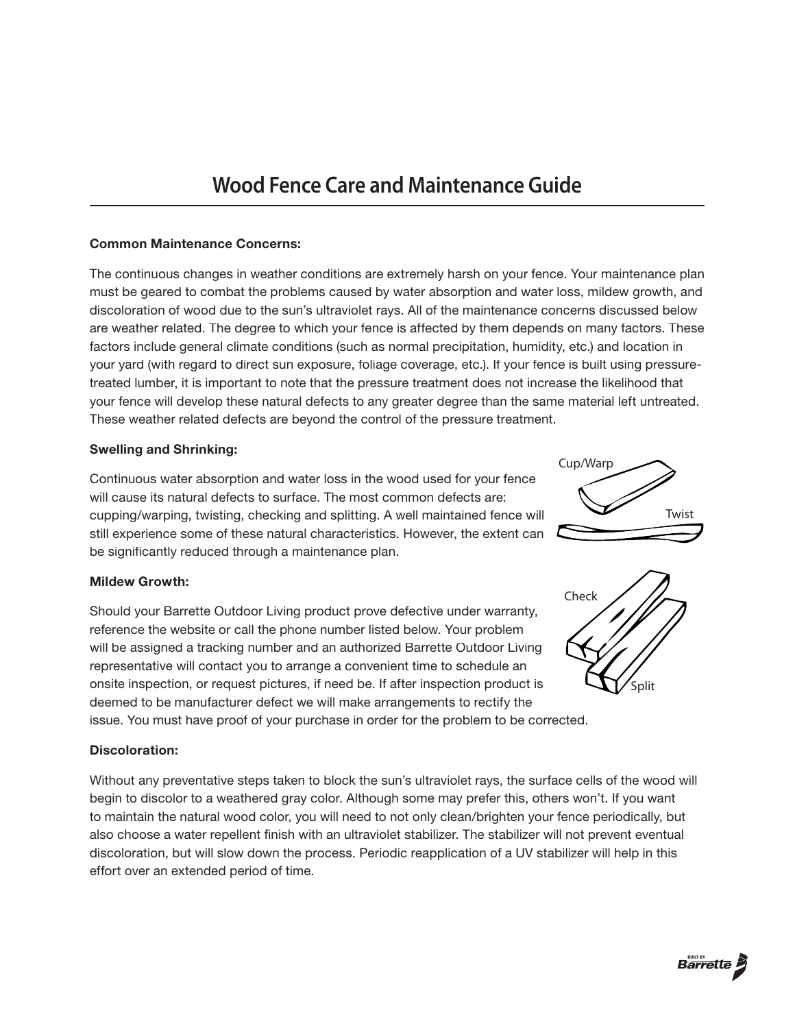# Wood Fence Care and Maintenance Guide

**Common Maintenance Concerns:**

The continuous changes in weather conditions are extremely harsh on your fence. Your maintenance plan must be geared to combat the problems caused by water absorption and water loss, mildew growth, and discoloration of wood due to the sun's ultraviolet rays. All of the maintenance concerns discussed below are weather related. The degree to which your fence is affected by them depends on many factors. These factors include general climate conditions (such as normal precipitation, humidity, etc.) and location in your yard (with regard to direct sun exposure, foliage coverage, etc.). If your fence is built using pressure-treated lumber, it is important to note that the pressure treatment does not increase the likelihood that your fence will develop these natural defects to any greater degree than the same material left untreated. These weather related defects are beyond the control of the pressure treatment.

**Swelling and Shrinking:**

Continuous water absorption and water loss in the wood used for your fence will cause its natural defects to surface. The most common defects are: cupping/warping, twisting, checking and splitting. A well maintained fence will still experience some of these natural characteristics. However, the extent can be significantly reduced through a maintenance plan.

Cup/Warp

Twist

Check

Split

**Mildew Growth:**

Should your Barrette Outdoor Living product prove defective under warranty, reference the website or call the phone number listed below. Your problem will be assigned a tracking number and an authorized Barrette Outdoor Living representative will contact you to arrange a convenient time to schedule an onsite inspection, or request pictures, if need be. If after inspection product is deemed to be manufacturer defect we will make arrangements to rectify the issue. You must have proof of your purchase in order for the problem to be corrected.

**Discoloration:**

Without any preventative steps taken to block the sun's ultraviolet rays, the surface cells of the wood will begin to discolor to a weathered gray color. Although some may prefer this, others won't. If you want to maintain the natural wood color, you will need to not only clean/brighten your fence periodically, but also choose a water repellent finish with an ultraviolet stabilizer. The stabilizer will not prevent eventual discoloration, but will slow down the process. Periodic reapplication of a UV stabilizer will help in this effort over an extended period of time.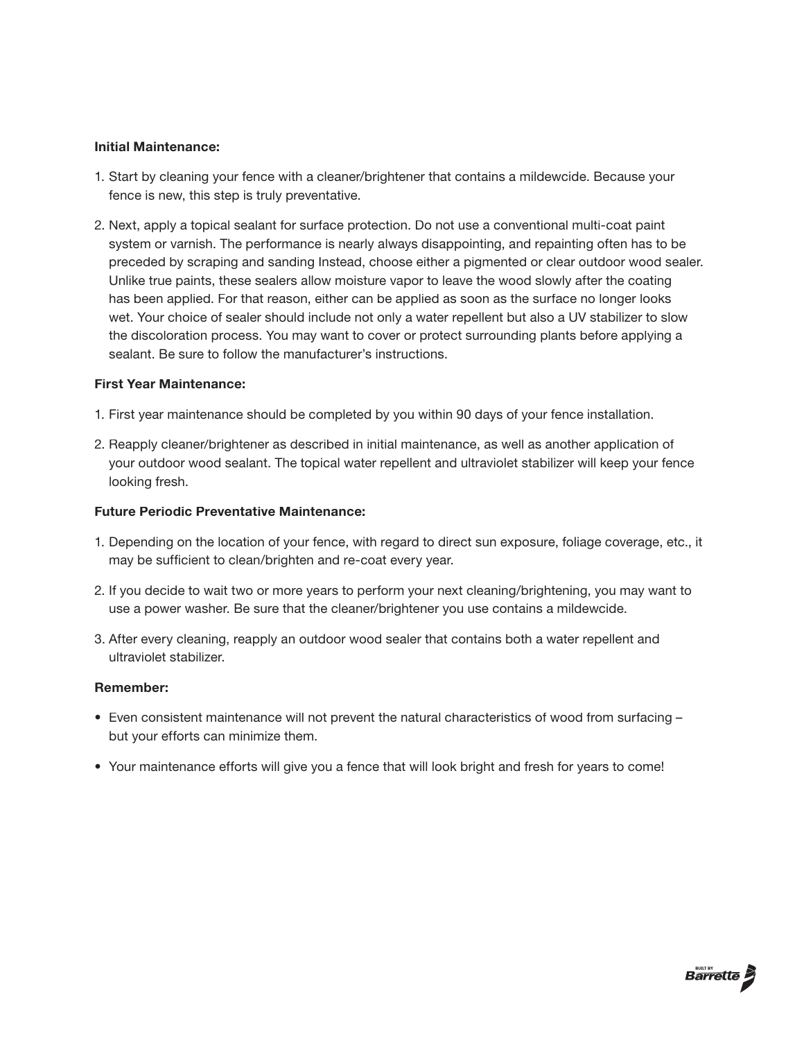**Initial Maintenance:**

1. Start by cleaning your fence with a cleaner/brightener that contains a mildewcide. Because your fence is new, this step is truly preventative.
2. Next, apply a topical sealant for surface protection. Do not use a conventional multi-coat paint system or varnish. The performance is nearly always disappointing, and repainting often has to be preceded by scraping and sanding Instead, choose either a pigmented or clear outdoor wood sealer. Unlike true paints, these sealers allow moisture vapor to leave the wood slowly after the coating has been applied. For that reason, either can be applied as soon as the surface no longer looks wet. Your choice of sealer should include not only a water repellent but also a UV stabilizer to slow the discoloration process. You may want to cover or protect surrounding plants before applying a sealant. Be sure to follow the manufacturer's instructions.

**First Year Maintenance:**

1. First year maintenance should be completed by you within 90 days of your fence installation.
2. Reapply cleaner/brightener as described in initial maintenance, as well as another application of your outdoor wood sealant. The topical water repellent and ultraviolet stabilizer will keep your fence looking fresh.

**Future Periodic Preventative Maintenance:**

1. Depending on the location of your fence, with regard to direct sun exposure, foliage coverage, etc., it may be sufficient to clean/brighten and re-coat every year.
2. If you decide to wait two or more years to perform your next cleaning/brightening, you may want to use a power washer. Be sure that the cleaner/brightener you use contains a mildewcide.
3. After every cleaning, reapply an outdoor wood sealer that contains both a water repellent and ultraviolet stabilizer.

**Remember:**

- Even consistent maintenance will not prevent the natural characteristics of wood from surfacing – but your efforts can minimize them.
- Your maintenance efforts will give you a fence that will look bright and fresh for years to come!